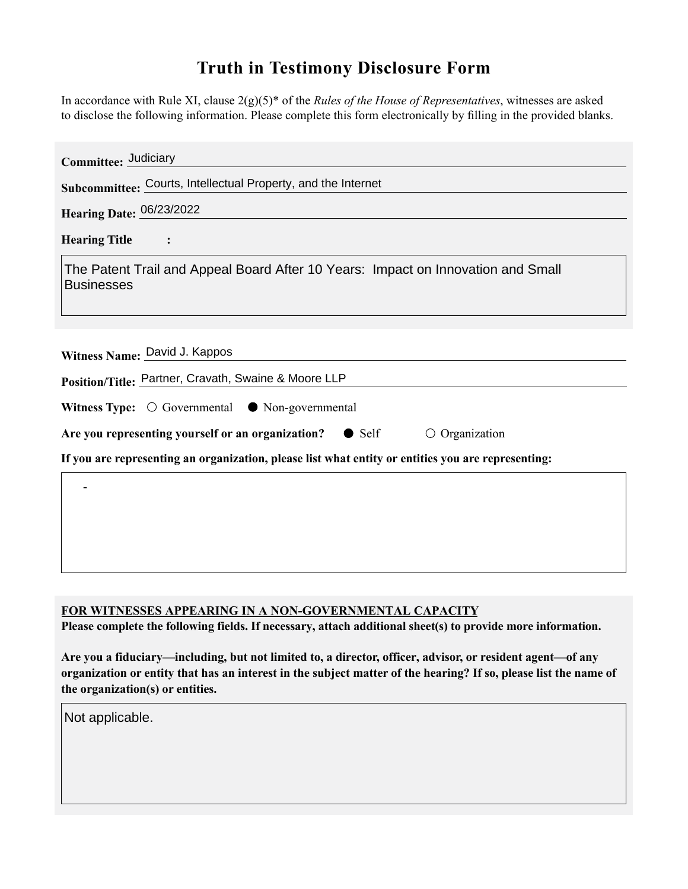# Truth in Testimony Disclosure Form

In accordance with Rule XI, clause 2(g)(5)* of the *Rules of the House of Representatives*, witnesses are asked to disclose the following information. Please complete this form electronically by filling in the provided blanks.

**Committee:** Judiciary

**Subcommittee:** Courts, Intellectual Property, and the Internet

**Hearing Date:** 06/23/2022

**Hearing Title:**

The Patent Trail and Appeal Board After 10 Years: Impact on Innovation and Small Businesses

**Witness Name:** David J. Kappos

**Position/Title:** Partner, Cravath, Swaine & Moore LLP

**Witness Type:** ○ Governmental ● Non-governmental

**Are you representing yourself or an organization?** ● Self ○ Organization

**If you are representing an organization, please list what entity or entities you are representing:**

-

**FOR WITNESSES APPEARING IN A NON-GOVERNMENTAL CAPACITY**

**Please complete the following fields. If necessary, attach additional sheet(s) to provide more information.**

**Are you a fiduciary—including, but not limited to, a director, officer, advisor, or resident agent—of any organization or entity that has an interest in the subject matter of the hearing? If so, please list the name of the organization(s) or entities.**

Not applicable.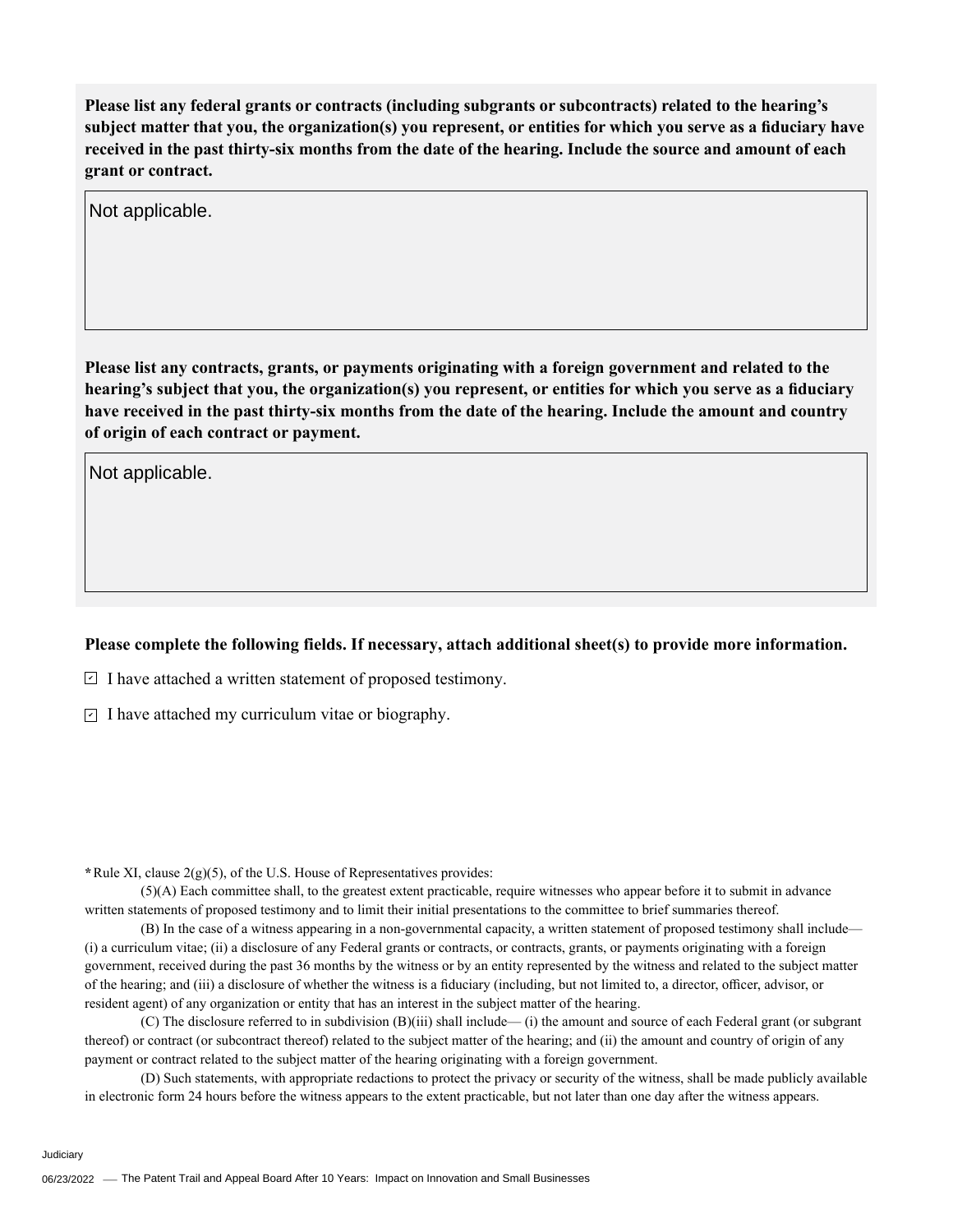**Please list any federal grants or contracts (including subgrants or subcontracts) related to the hearing's subject matter that you, the organization(s) you represent, or entities for which you serve as a fiduciary have received in the past thirty-six months from the date of the hearing. Include the source and amount of each grant or contract.**

Not applicable.

**Please list any contracts, grants, or payments originating with a foreign government and related to the hearing's subject that you, the organization(s) you represent, or entities for which you serve as a fiduciary have received in the past thirty-six months from the date of the hearing. Include the amount and country of origin of each contract or payment.**

Not applicable.

**Please complete the following fields. If necessary, attach additional sheet(s) to provide more information.**

- [x] I have attached a written statement of proposed testimony.
- [x] I have attached my curriculum vitae or biography.

**\*** Rule XI, clause 2(g)(5), of the U.S. House of Representatives provides:

(5)(A) Each committee shall, to the greatest extent practicable, require witnesses who appear before it to submit in advance written statements of proposed testimony and to limit their initial presentations to the committee to brief summaries thereof.

(B) In the case of a witness appearing in a non-governmental capacity, a written statement of proposed testimony shall include— (i) a curriculum vitae; (ii) a disclosure of any Federal grants or contracts, or contracts, grants, or payments originating with a foreign government, received during the past 36 months by the witness or by an entity represented by the witness and related to the subject matter of the hearing; and (iii) a disclosure of whether the witness is a fiduciary (including, but not limited to, a director, officer, advisor, or resident agent) of any organization or entity that has an interest in the subject matter of the hearing.

(C) The disclosure referred to in subdivision (B)(iii) shall include— (i) the amount and source of each Federal grant (or subgrant thereof) or contract (or subcontract thereof) related to the subject matter of the hearing; and (ii) the amount and country of origin of any payment or contract related to the subject matter of the hearing originating with a foreign government.

(D) Such statements, with appropriate redactions to protect the privacy or security of the witness, shall be made publicly available in electronic form 24 hours before the witness appears to the extent practicable, but not later than one day after the witness appears.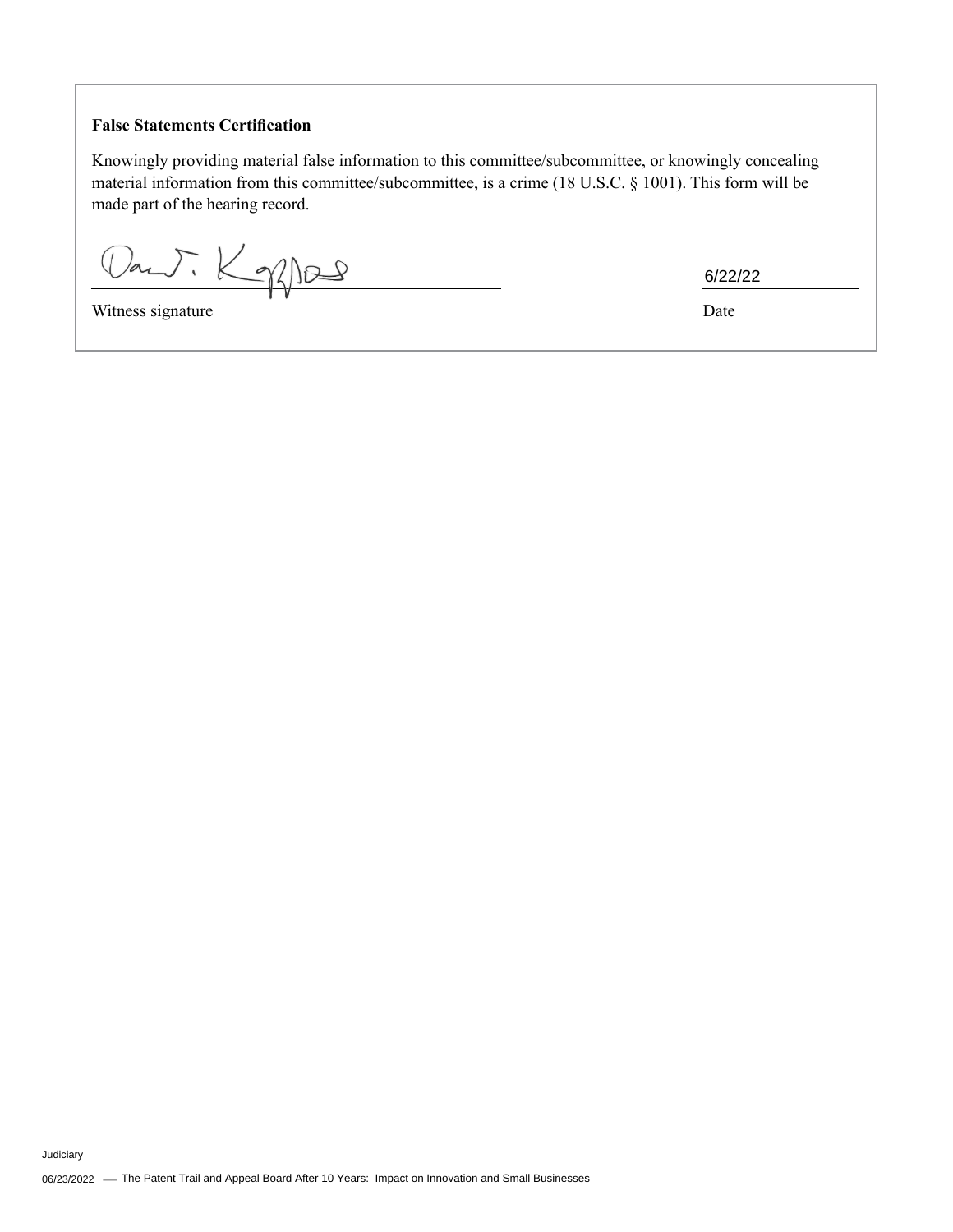**False Statements Certification**

Knowingly providing material false information to this committee/subcommittee, or knowingly concealing material information from this committee/subcommittee, is a crime (18 U.S.C. § 1001). This form will be made part of the hearing record.

David J. Kappos

Witness signature

6/22/22

Date